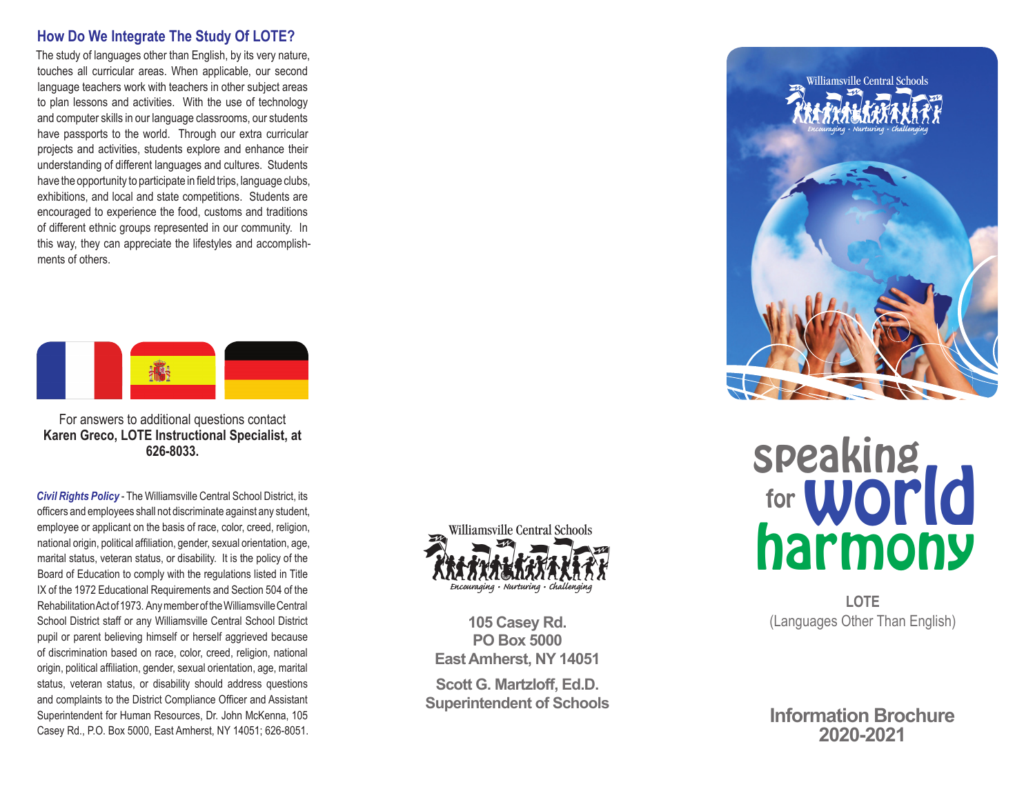## How Do We Integrate The Study Of LOTE?

The study of languages other than English, by its very nature, touches all curricular areas. When applicable, our second language teachers work with teachers in other subject areas to plan lessons and activities. With the use of technology and computer skills in our language classrooms, our students have passports to the world. Through our extra curricular projects and activities, students explore and enhance their understanding of different languages and cultures. Students have the opportunity to participate in field trips, language clubs, exhibitions, and local and state competitions. Students are encouraged to experience the food, customs and traditions of different ethnic groups represented in our community. In this way, they can appreciate the lifestyles and accomplishments of others.

For answers to additional questions contact
**Karen Greco, LOTE Instructional Specialist, at 626-8033.**

***Civil Rights Policy*** - The Williamsville Central School District, its officers and employees shall not discriminate against any student, employee or applicant on the basis of race, color, creed, religion, national origin, political affiliation, gender, sexual orientation, age, marital status, veteran status, or disability. It is the policy of the Board of Education to comply with the regulations listed in Title IX of the 1972 Educational Requirements and Section 504 of the Rehabilitation Act of 1973. Any member of the Williamsville Central School District staff or any Williamsville Central School District pupil or parent believing himself or herself aggrieved because of discrimination based on race, color, creed, religion, national origin, political affiliation, gender, sexual orientation, age, marital status, veteran status, or disability should address questions and complaints to the District Compliance Officer and Assistant Superintendent for Human Resources, Dr. John McKenna, 105 Casey Rd., P.O. Box 5000, East Amherst, NY 14051; 626-8051.

Williamsville Central Schools
*Encouraging • Nurturing • Challenging*

**105 Casey Rd.**
**PO Box 5000**
**East Amherst, NY 14051**

**Scott G. Martzloff, Ed.D.**
**Superintendent of Schools**

Williamsville Central Schools
*Encouraging • Nurturing • Challenging*

# speaking for world harmony

**LOTE**
(Languages Other Than English)

**Information Brochure**
**2020-2021**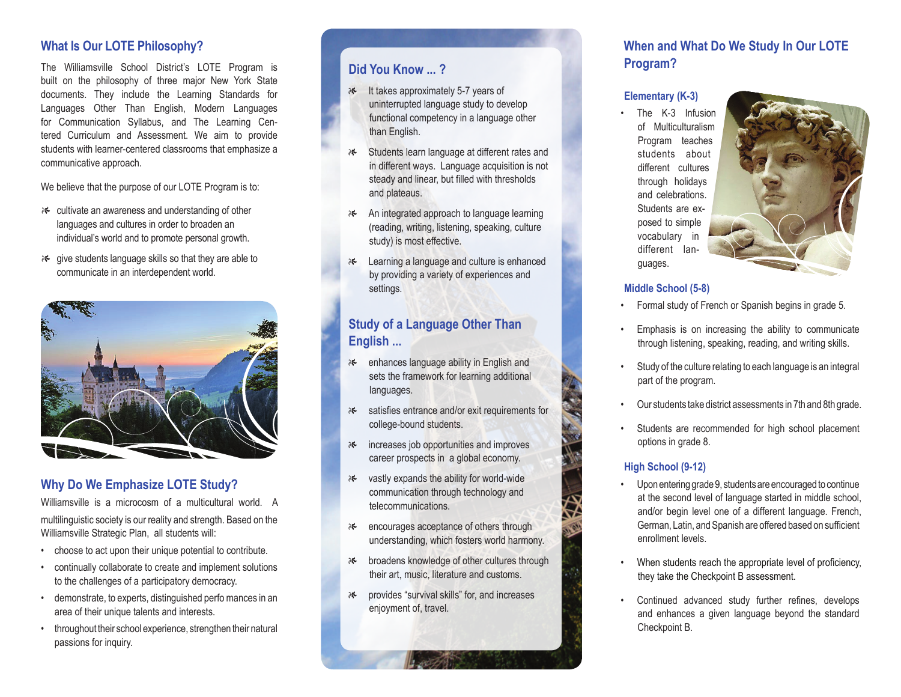## What Is Our LOTE Philosophy?

The Williamsville School District's LOTE Program is built on the philosophy of three major New York State documents. They include the Learning Standards for Languages Other Than English, Modern Languages for Communication Syllabus, and The Learning Centered Curriculum and Assessment. We aim to provide students with learner-centered classrooms that emphasize a communicative approach.

We believe that the purpose of our LOTE Program is to:

- cultivate an awareness and understanding of other languages and cultures in order to broaden an individual's world and to promote personal growth.
- give students language skills so that they are able to communicate in an interdependent world.

## Why Do We Emphasize LOTE Study?

Williamsville is a microcosm of a multicultural world. A multilinguistic society is our reality and strength. Based on the Williamsville Strategic Plan, all students will:

- choose to act upon their unique potential to contribute.
- continually collaborate to create and implement solutions to the challenges of a participatory democracy.
- demonstrate, to experts, distinguished perfo mances in an area of their unique talents and interests.
- throughout their school experience, strengthen their natural passions for inquiry.

## Did You Know ... ?

- It takes approximately 5-7 years of uninterrupted language study to develop functional competency in a language other than English.
- Students learn language at different rates and in different ways. Language acquisition is not steady and linear, but filled with thresholds and plateaus.
- An integrated approach to language learning (reading, writing, listening, speaking, culture study) is most effective.
- Learning a language and culture is enhanced by providing a variety of experiences and settings.

## Study of a Language Other Than English ...

- enhances language ability in English and sets the framework for learning additional languages.
- satisfies entrance and/or exit requirements for college-bound students.
- increases job opportunities and improves career prospects in a global economy.
- vastly expands the ability for world-wide communication through technology and telecommunications.
- encourages acceptance of others through understanding, which fosters world harmony.
- broadens knowledge of other cultures through their art, music, literature and customs.
- provides "survival skills" for, and increases enjoyment of, travel.

## When and What Do We Study In Our LOTE Program?

### Elementary (K-3)

- The K-3 Infusion of Multiculturalism Program teaches students about different cultures through holidays and celebrations. Students are exposed to simple vocabulary in different languages.

### Middle School (5-8)

- Formal study of French or Spanish begins in grade 5.
- Emphasis is on increasing the ability to communicate through listening, speaking, reading, and writing skills.
- Study of the culture relating to each language is an integral part of the program.
- Our students take district assessments in 7th and 8th grade.
- Students are recommended for high school placement options in grade 8.

### High School (9-12)

- Upon entering grade 9, students are encouraged to continue at the second level of language started in middle school, and/or begin level one of a different language. French, German, Latin, and Spanish are offered based on sufficient enrollment levels.
- When students reach the appropriate level of proficiency, they take the Checkpoint B assessment.
- Continued advanced study further refines, develops and enhances a given language beyond the standard Checkpoint B.